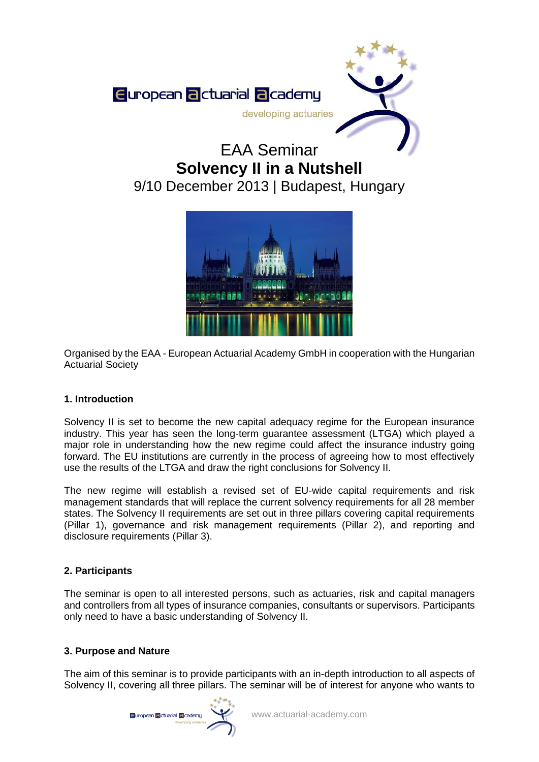European actuarial academy

developing actuaries

# EAA Seminar
# Solvency II in a Nutshell
## 9/10 December 2013 | Budapest, Hungary

Organised by the EAA - European Actuarial Academy GmbH in cooperation with the Hungarian Actuarial Society

### 1. Introduction

Solvency II is set to become the new capital adequacy regime for the European insurance industry. This year has seen the long-term guarantee assessment (LTGA) which played a major role in understanding how the new regime could affect the insurance industry going forward. The EU institutions are currently in the process of agreeing how to most effectively use the results of the LTGA and draw the right conclusions for Solvency II.

The new regime will establish a revised set of EU-wide capital requirements and risk management standards that will replace the current solvency requirements for all 28 member states. The Solvency II requirements are set out in three pillars covering capital requirements (Pillar 1), governance and risk management requirements (Pillar 2), and reporting and disclosure requirements (Pillar 3).

### 2. Participants

The seminar is open to all interested persons, such as actuaries, risk and capital managers and controllers from all types of insurance companies, consultants or supervisors. Participants only need to have a basic understanding of Solvency II.

### 3. Purpose and Nature

The aim of this seminar is to provide participants with an in-depth introduction to all aspects of Solvency II, covering all three pillars. The seminar will be of interest for anyone who wants to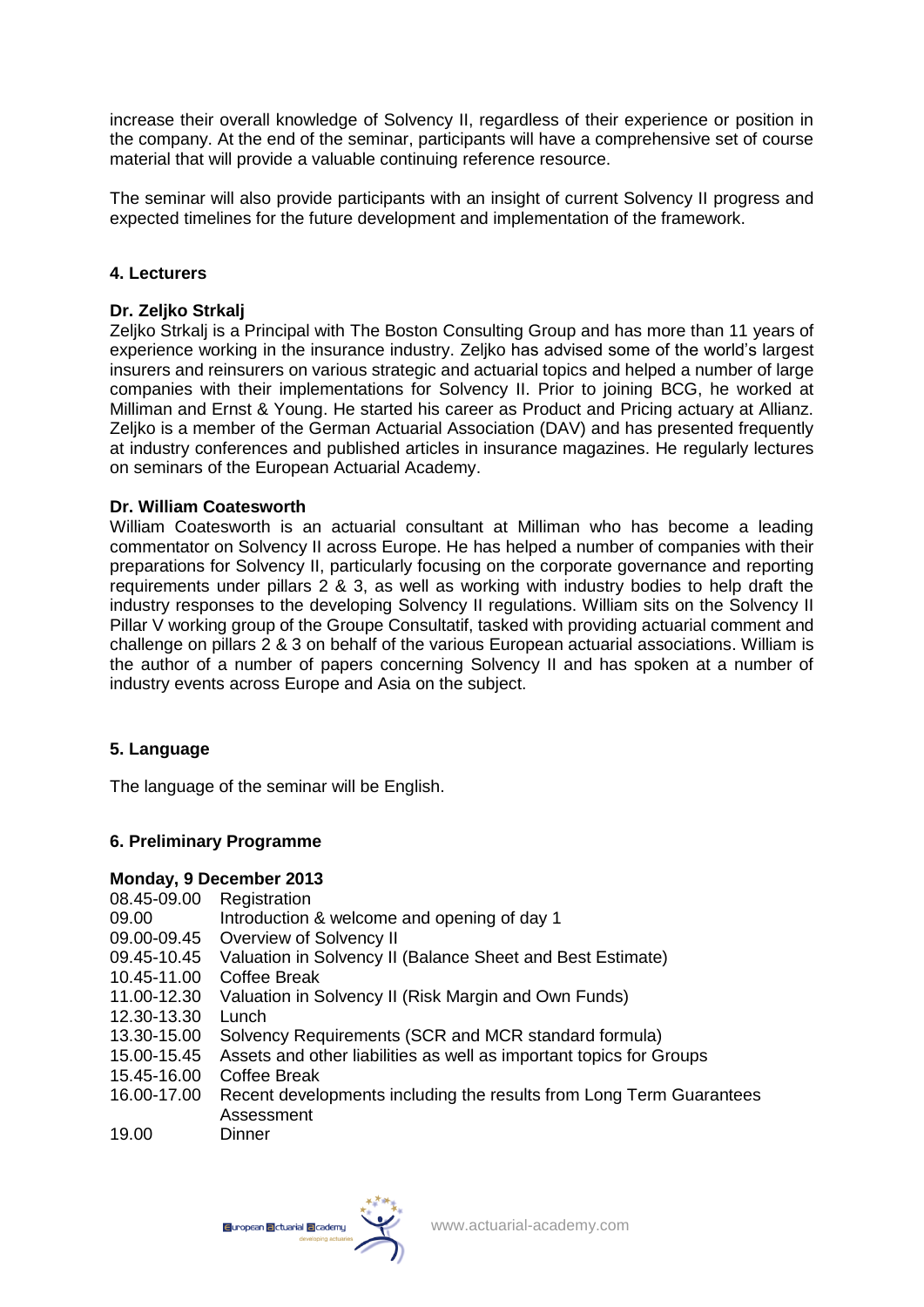increase their overall knowledge of Solvency II, regardless of their experience or position in the company. At the end of the seminar, participants will have a comprehensive set of course material that will provide a valuable continuing reference resource.

The seminar will also provide participants with an insight of current Solvency II progress and expected timelines for the future development and implementation of the framework.

## 4. Lecturers

**Dr. Zeljko Strkalj**

Zeljko Strkalj is a Principal with The Boston Consulting Group and has more than 11 years of experience working in the insurance industry. Zeljko has advised some of the world's largest insurers and reinsurers on various strategic and actuarial topics and helped a number of large companies with their implementations for Solvency II. Prior to joining BCG, he worked at Milliman and Ernst & Young. He started his career as Product and Pricing actuary at Allianz. Zeljko is a member of the German Actuarial Association (DAV) and has presented frequently at industry conferences and published articles in insurance magazines. He regularly lectures on seminars of the European Actuarial Academy.

**Dr. William Coatesworth**

William Coatesworth is an actuarial consultant at Milliman who has become a leading commentator on Solvency II across Europe. He has helped a number of companies with their preparations for Solvency II, particularly focusing on the corporate governance and reporting requirements under pillars 2 & 3, as well as working with industry bodies to help draft the industry responses to the developing Solvency II regulations. William sits on the Solvency II Pillar V working group of the Groupe Consultatif, tasked with providing actuarial comment and challenge on pillars 2 & 3 on behalf of the various European actuarial associations. William is the author of a number of papers concerning Solvency II and has spoken at a number of industry events across Europe and Asia on the subject.

## 5. Language

The language of the seminar will be English.

## 6. Preliminary Programme

**Monday, 9 December 2013**

| | |
|---|---|
| 08.45-09.00 | Registration |
| 09.00 | Introduction & welcome and opening of day 1 |
| 09.00-09.45 | Overview of Solvency II |
| 09.45-10.45 | Valuation in Solvency II (Balance Sheet and Best Estimate) |
| 10.45-11.00 | Coffee Break |
| 11.00-12.30 | Valuation in Solvency II (Risk Margin and Own Funds) |
| 12.30-13.30 | Lunch |
| 13.30-15.00 | Solvency Requirements (SCR and MCR standard formula) |
| 15.00-15.45 | Assets and other liabilities as well as important topics for Groups |
| 15.45-16.00 | Coffee Break |
| 16.00-17.00 | Recent developments including the results from Long Term Guarantees Assessment |
| 19.00 | Dinner |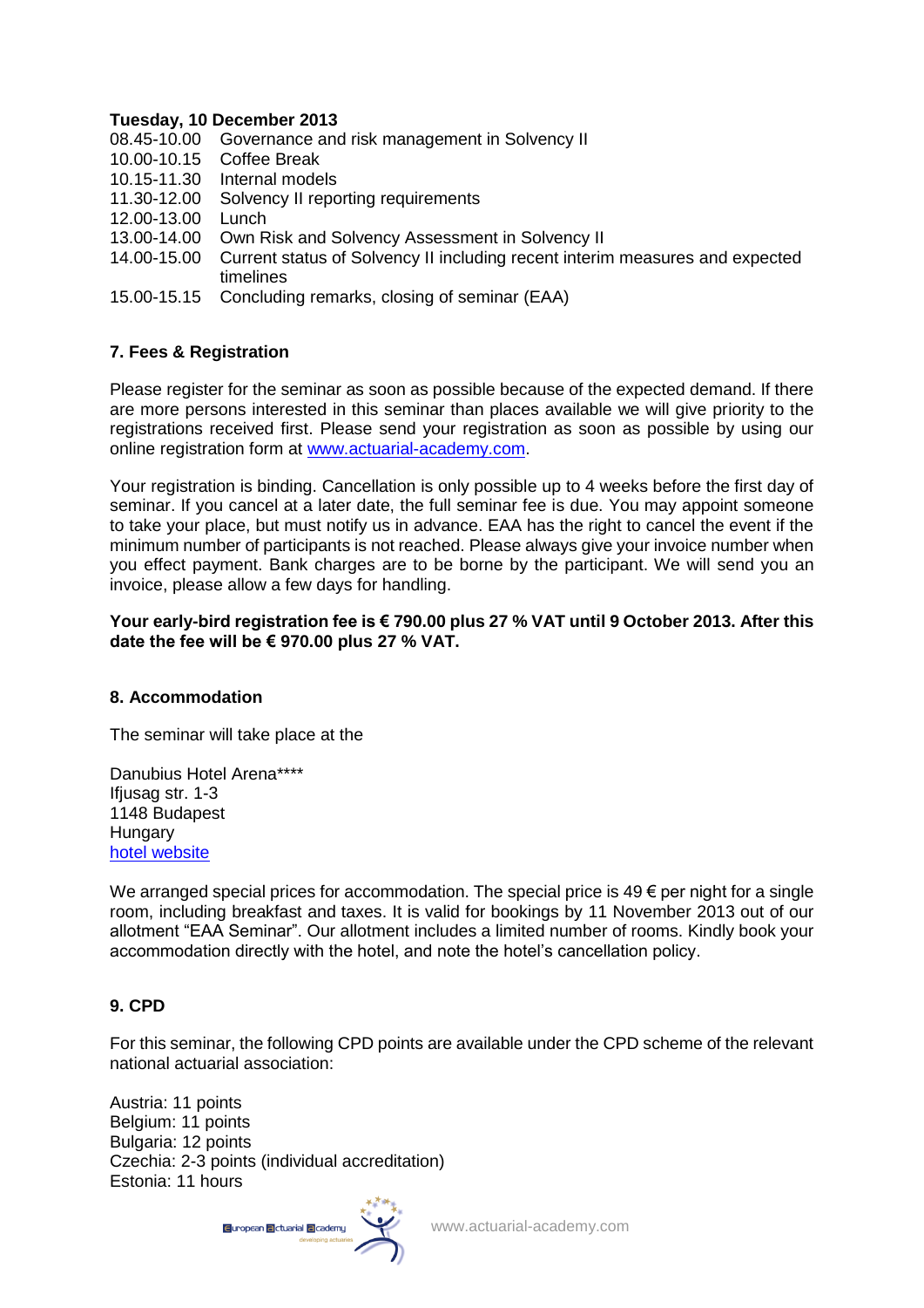**Tuesday, 10 December 2013**

| | |
|---|---|
| 08.45-10.00 | Governance and risk management in Solvency II |
| 10.00-10.15 | Coffee Break |
| 10.15-11.30 | Internal models |
| 11.30-12.00 | Solvency II reporting requirements |
| 12.00-13.00 | Lunch |
| 13.00-14.00 | Own Risk and Solvency Assessment in Solvency II |
| 14.00-15.00 | Current status of Solvency II including recent interim measures and expected timelines |
| 15.00-15.15 | Concluding remarks, closing of seminar (EAA) |

## 7. Fees & Registration

Please register for the seminar as soon as possible because of the expected demand. If there are more persons interested in this seminar than places available we will give priority to the registrations received first. Please send your registration as soon as possible by using our online registration form at [www.actuarial-academy.com](www.actuarial-academy.com).

Your registration is binding. Cancellation is only possible up to 4 weeks before the first day of seminar. If you cancel at a later date, the full seminar fee is due. You may appoint someone to take your place, but must notify us in advance. EAA has the right to cancel the event if the minimum number of participants is not reached. Please always give your invoice number when you effect payment. Bank charges are to be borne by the participant. We will send you an invoice, please allow a few days for handling.

**Your early-bird registration fee is € 790.00 plus 27 % VAT until 9 October 2013. After this date the fee will be € 970.00 plus 27 % VAT.**

## 8. Accommodation

The seminar will take place at the

Danubius Hotel Arena****  
Ifjusag str. 1-3  
1148 Budapest  
Hungary  
hotel website

We arranged special prices for accommodation. The special price is 49 € per night for a single room, including breakfast and taxes. It is valid for bookings by 11 November 2013 out of our allotment "EAA Seminar". Our allotment includes a limited number of rooms. Kindly book your accommodation directly with the hotel, and note the hotel's cancellation policy.

## 9. CPD

For this seminar, the following CPD points are available under the CPD scheme of the relevant national actuarial association:

Austria: 11 points  
Belgium: 11 points  
Bulgaria: 12 points  
Czechia: 2-3 points (individual accreditation)  
Estonia: 11 hours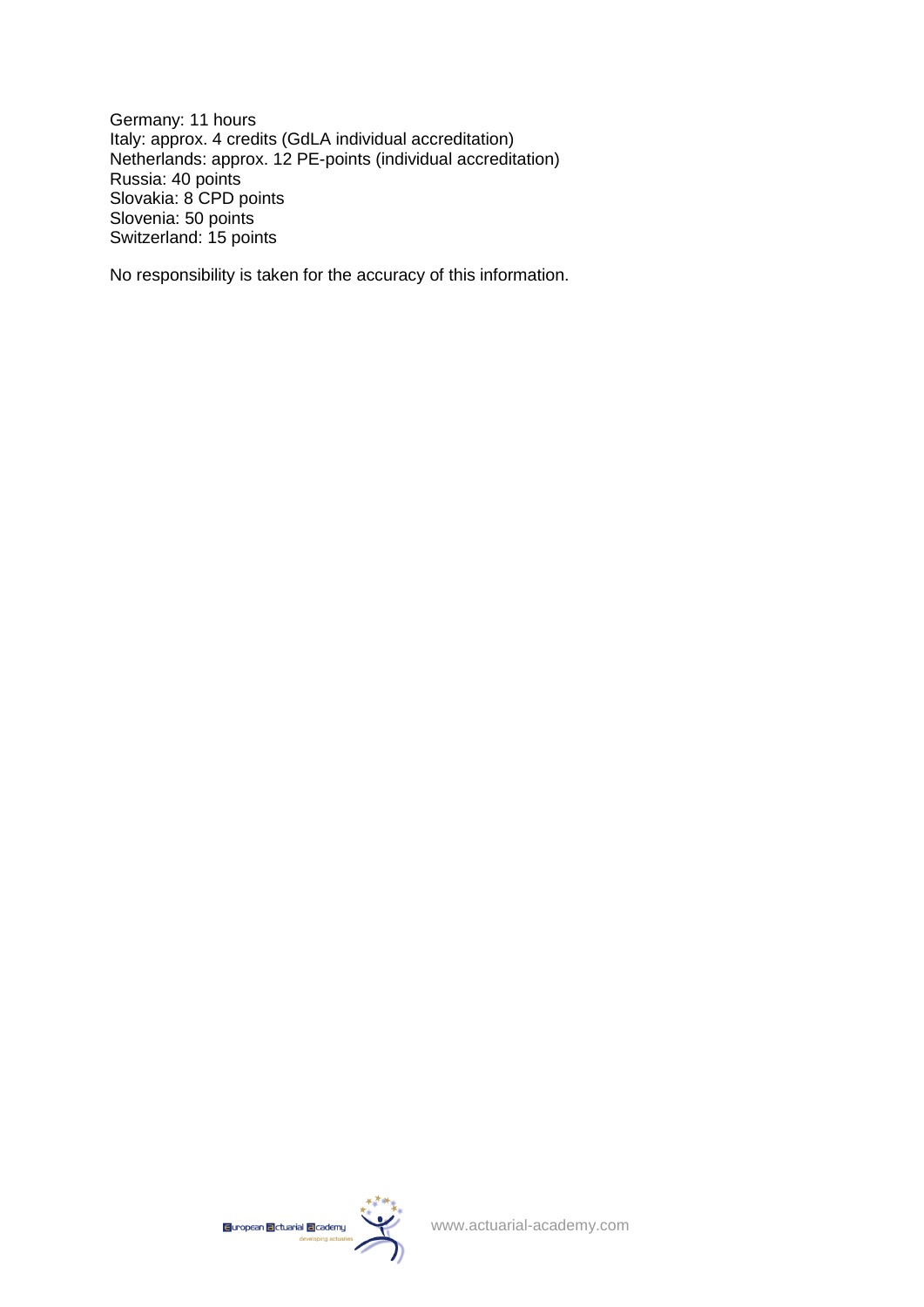Germany: 11 hours
Italy: approx. 4 credits (GdLA individual accreditation)
Netherlands: approx. 12 PE-points (individual accreditation)
Russia: 40 points
Slovakia: 8 CPD points
Slovenia: 50 points
Switzerland: 15 points

No responsibility is taken for the accuracy of this information.